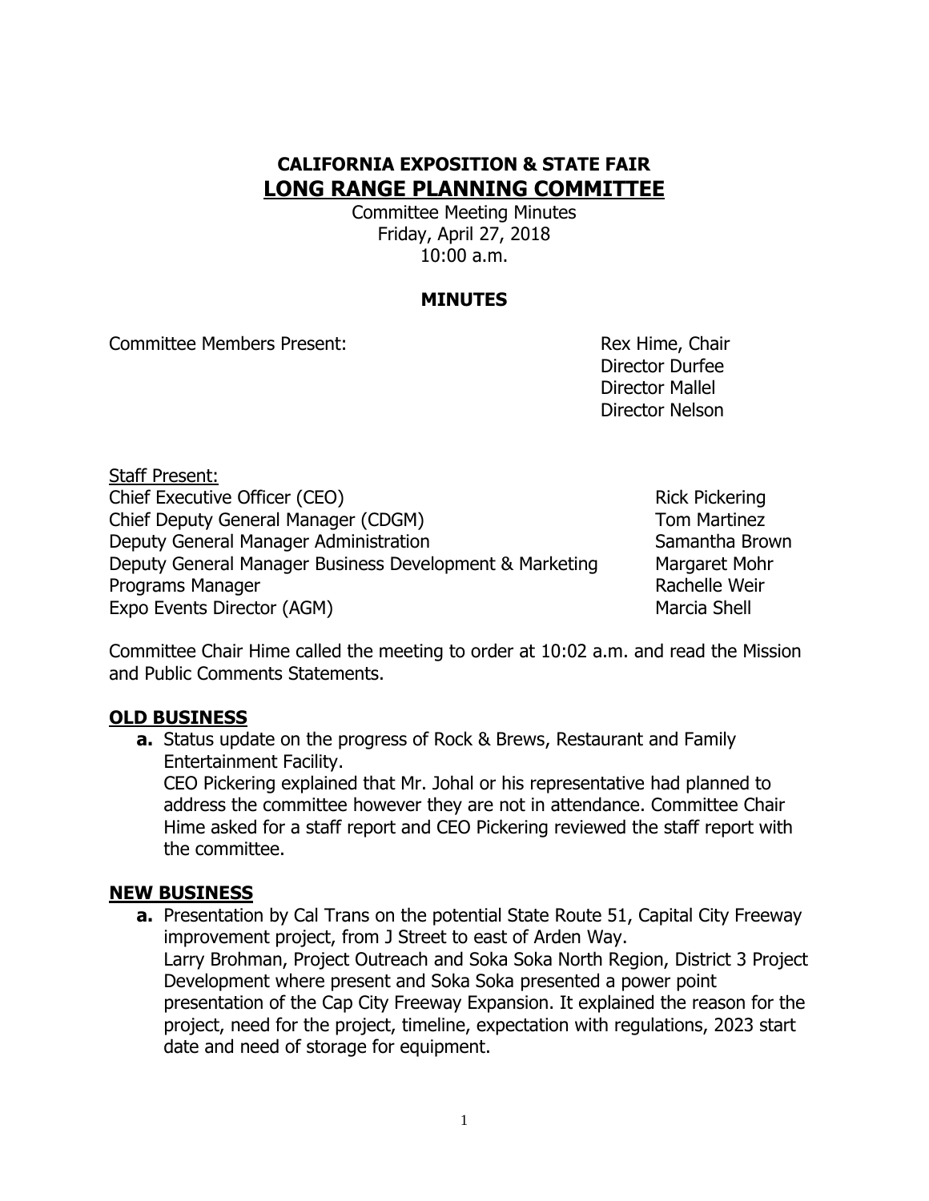# CALIFORNIA EXPOSITION & STATE FAIR
## LONG RANGE PLANNING COMMITTEE

Committee Meeting Minutes
Friday, April 27, 2018
10:00 a.m.

### MINUTES

Committee Members Present:

Rex Hime, Chair
Director Durfee
Director Mallel
Director Nelson

Staff Present:

| | |
|---|---|
| Chief Executive Officer (CEO) | Rick Pickering |
| Chief Deputy General Manager (CDGM) | Tom Martinez |
| Deputy General Manager Administration | Samantha Brown |
| Deputy General Manager Business Development & Marketing | Margaret Mohr |
| Programs Manager | Rachelle Weir |
| Expo Events Director (AGM) | Marcia Shell |

Committee Chair Hime called the meeting to order at 10:02 a.m. and read the Mission and Public Comments Statements.

**OLD BUSINESS**

**a.** Status update on the progress of Rock & Brews, Restaurant and Family Entertainment Facility.
CEO Pickering explained that Mr. Johal or his representative had planned to address the committee however they are not in attendance. Committee Chair Hime asked for a staff report and CEO Pickering reviewed the staff report with the committee.

**NEW BUSINESS**

**a.** Presentation by Cal Trans on the potential State Route 51, Capital City Freeway improvement project, from J Street to east of Arden Way.
Larry Brohman, Project Outreach and Soka Soka North Region, District 3 Project Development where present and Soka Soka presented a power point presentation of the Cap City Freeway Expansion. It explained the reason for the project, need for the project, timeline, expectation with regulations, 2023 start date and need of storage for equipment.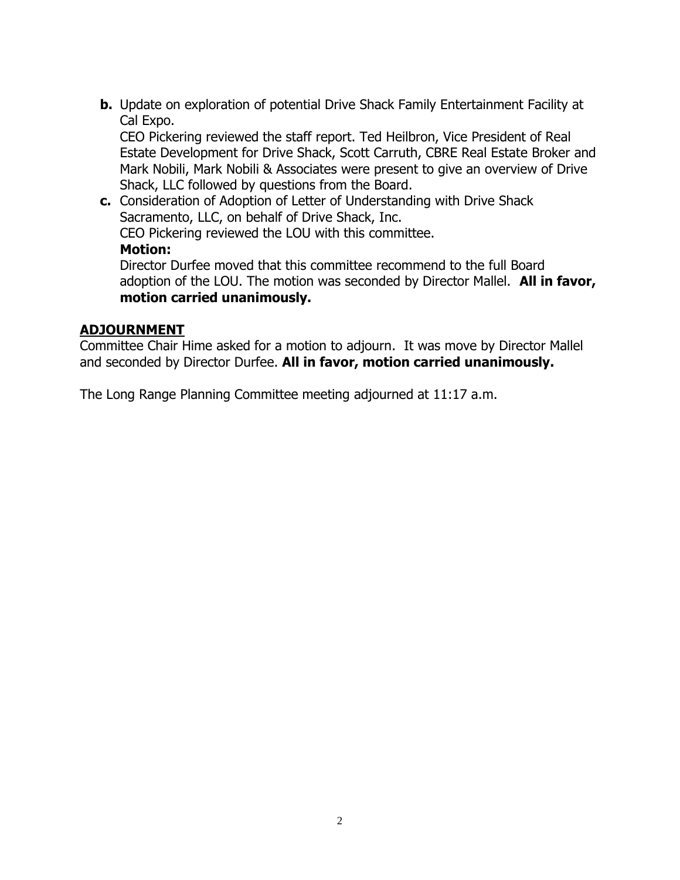**b.** Update on exploration of potential Drive Shack Family Entertainment Facility at Cal Expo.
   CEO Pickering reviewed the staff report. Ted Heilbron, Vice President of Real Estate Development for Drive Shack, Scott Carruth, CBRE Real Estate Broker and Mark Nobili, Mark Nobili & Associates were present to give an overview of Drive Shack, LLC followed by questions from the Board.

**c.** Consideration of Adoption of Letter of Understanding with Drive Shack Sacramento, LLC, on behalf of Drive Shack, Inc.
   CEO Pickering reviewed the LOU with this committee.
   **Motion:**
   Director Durfee moved that this committee recommend to the full Board adoption of the LOU. The motion was seconded by Director Mallel. **All in favor, motion carried unanimously.**

**ADJOURNMENT**

Committee Chair Hime asked for a motion to adjourn. It was move by Director Mallel and seconded by Director Durfee. **All in favor, motion carried unanimously.**

The Long Range Planning Committee meeting adjourned at 11:17 a.m.